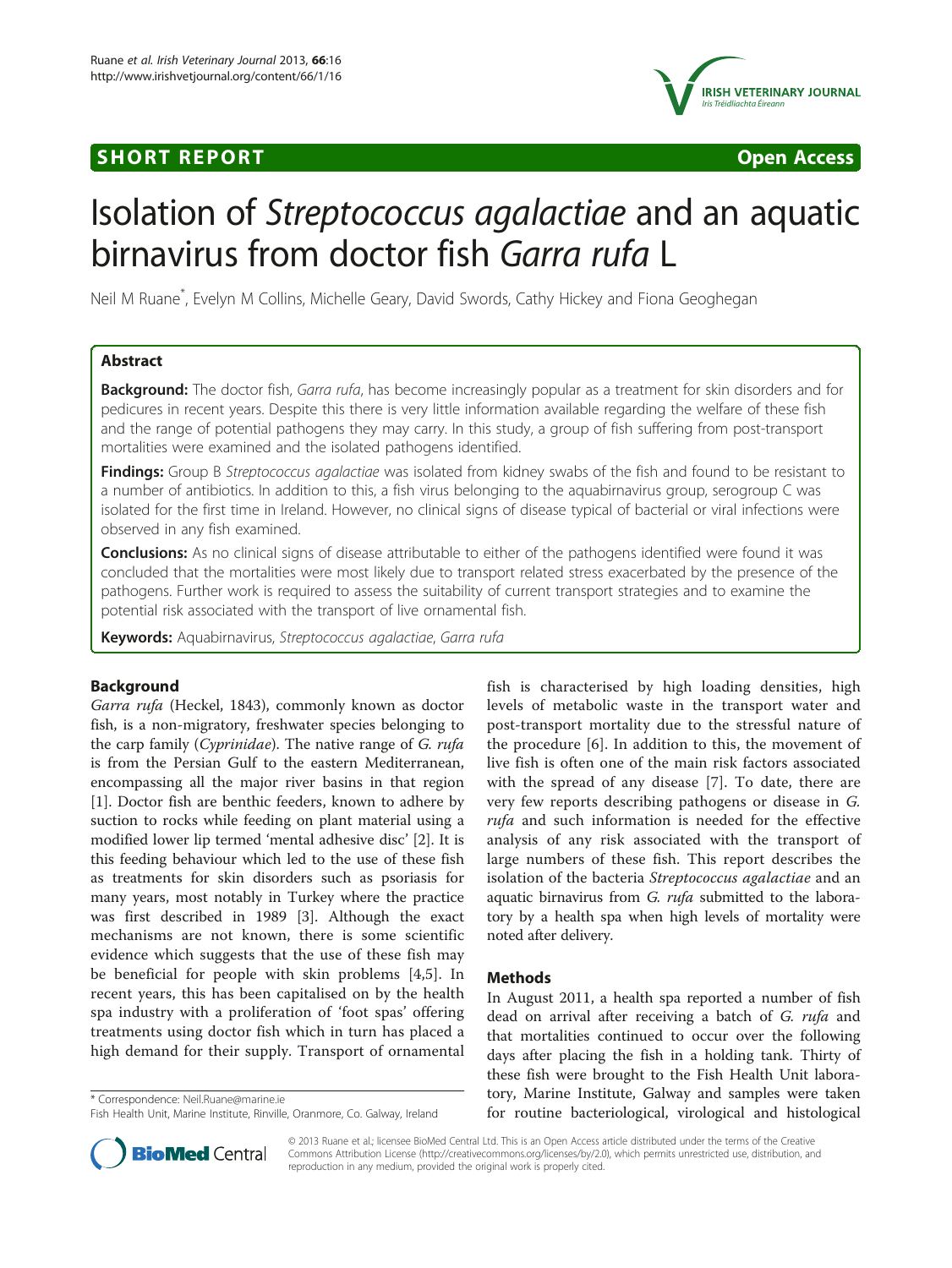SHORT REPORT Open Access

# Isolation of *Streptococcus agalactiae* and an aquatic birnavirus from doctor fish *Garra rufa* L

Neil M Ruane*, Evelyn M Collins, Michelle Geary, David Swords, Cathy Hickey and Fiona Geoghegan

## Abstract

**Background:** The doctor fish, *Garra rufa*, has become increasingly popular as a treatment for skin disorders and for pedicures in recent years. Despite this there is very little information available regarding the welfare of these fish and the range of potential pathogens they may carry. In this study, a group of fish suffering from post-transport mortalities were examined and the isolated pathogens identified.

**Findings:** Group B *Streptococcus agalactiae* was isolated from kidney swabs of the fish and found to be resistant to a number of antibiotics. In addition to this, a fish virus belonging to the aquabirnavirus group, serogroup C was isolated for the first time in Ireland. However, no clinical signs of disease typical of bacterial or viral infections were observed in any fish examined.

**Conclusions:** As no clinical signs of disease attributable to either of the pathogens identified were found it was concluded that the mortalities were most likely due to transport related stress exacerbated by the presence of the pathogens. Further work is required to assess the suitability of current transport strategies and to examine the potential risk associated with the transport of live ornamental fish.

**Keywords:** Aquabirnavirus, *Streptococcus agalactiae*, *Garra rufa*

## Background

*Garra rufa* (Heckel, 1843), commonly known as doctor fish, is a non-migratory, freshwater species belonging to the carp family (*Cyprinidae*). The native range of *G. rufa* is from the Persian Gulf to the eastern Mediterranean, encompassing all the major river basins in that region [1]. Doctor fish are benthic feeders, known to adhere by suction to rocks while feeding on plant material using a modified lower lip termed 'mental adhesive disc' [2]. It is this feeding behaviour which led to the use of these fish as treatments for skin disorders such as psoriasis for many years, most notably in Turkey where the practice was first described in 1989 [3]. Although the exact mechanisms are not known, there is some scientific evidence which suggests that the use of these fish may be beneficial for people with skin problems [4,5]. In recent years, this has been capitalised on by the health spa industry with a proliferation of 'foot spas' offering treatments using doctor fish which in turn has placed a high demand for their supply. Transport of ornamental fish is characterised by high loading densities, high levels of metabolic waste in the transport water and post-transport mortality due to the stressful nature of the procedure [6]. In addition to this, the movement of live fish is often one of the main risk factors associated with the spread of any disease [7]. To date, there are very few reports describing pathogens or disease in *G. rufa* and such information is needed for the effective analysis of any risk associated with the transport of large numbers of these fish. This report describes the isolation of the bacteria *Streptococcus agalactiae* and an aquatic birnavirus from *G. rufa* submitted to the laboratory by a health spa when high levels of mortality were noted after delivery.

## Methods

In August 2011, a health spa reported a number of fish dead on arrival after receiving a batch of *G. rufa* and that mortalities continued to occur over the following days after placing the fish in a holding tank. Thirty of these fish were brought to the Fish Health Unit laboratory, Marine Institute, Galway and samples were taken for routine bacteriological, virological and histological

* Correspondence: Neil.Ruane@marine.ie
Fish Health Unit, Marine Institute, Rinville, Oranmore, Co. Galway, Ireland

© 2013 Ruane et al.; licensee BioMed Central Ltd. This is an Open Access article distributed under the terms of the Creative Commons Attribution License (http://creativecommons.org/licenses/by/2.0), which permits unrestricted use, distribution, and reproduction in any medium, provided the original work is properly cited.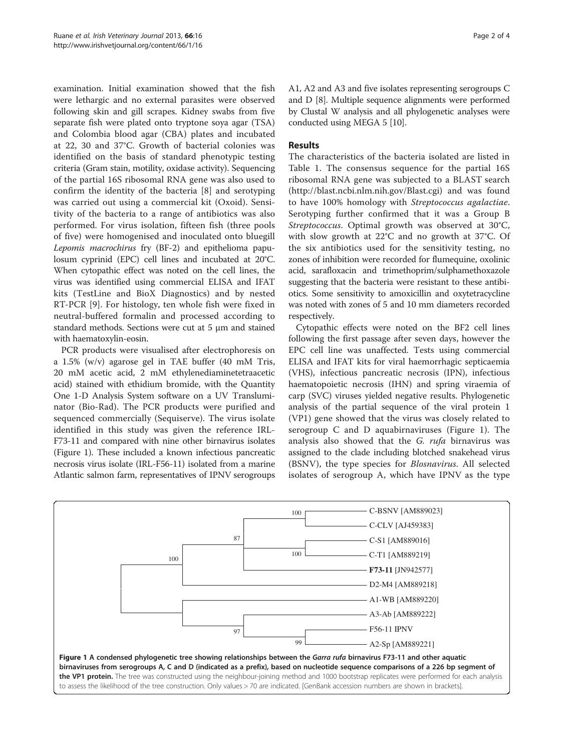examination. Initial examination showed that the fish were lethargic and no external parasites were observed following skin and gill scrapes. Kidney swabs from five separate fish were plated onto tryptone soya agar (TSA) and Colombia blood agar (CBA) plates and incubated at 22, 30 and 37°C. Growth of bacterial colonies was identified on the basis of standard phenotypic testing criteria (Gram stain, motility, oxidase activity). Sequencing of the partial 16S ribosomal RNA gene was also used to confirm the identity of the bacteria [8] and serotyping was carried out using a commercial kit (Oxoid). Sensitivity of the bacteria to a range of antibiotics was also performed. For virus isolation, fifteen fish (three pools of five) were homogenised and inoculated onto bluegill *Lepomis macrochirus* fry (BF-2) and epithelioma papulosum cyprinid (EPC) cell lines and incubated at 20°C. When cytopathic effect was noted on the cell lines, the virus was identified using commercial ELISA and IFAT kits (TestLine and BioX Diagnostics) and by nested RT-PCR [9]. For histology, ten whole fish were fixed in neutral-buffered formalin and processed according to standard methods. Sections were cut at 5 μm and stained with haematoxylin-eosin.

PCR products were visualised after electrophoresis on a 1.5% (w/v) agarose gel in TAE buffer (40 mM Tris, 20 mM acetic acid, 2 mM ethylenediaminetetraacetic acid) stained with ethidium bromide, with the Quantity One 1-D Analysis System software on a UV Transluminator (Bio-Rad). The PCR products were purified and sequenced commercially (Sequiserve). The virus isolate identified in this study was given the reference IRL-F73-11 and compared with nine other birnavirus isolates (Figure 1). These included a known infectious pancreatic necrosis virus isolate (IRL-F56-11) isolated from a marine Atlantic salmon farm, representatives of IPNV serogroups A1, A2 and A3 and five isolates representing serogroups C and D [8]. Multiple sequence alignments were performed by Clustal W analysis and all phylogenetic analyses were conducted using MEGA 5 [10].

## Results

The characteristics of the bacteria isolated are listed in Table 1. The consensus sequence for the partial 16S ribosomal RNA gene was subjected to a BLAST search (http://blast.ncbi.nlm.nih.gov/Blast.cgi) and was found to have 100% homology with *Streptococcus agalactiae*. Serotyping further confirmed that it was a Group B *Streptococcus*. Optimal growth was observed at 30°C, with slow growth at 22°C and no growth at 37°C. Of the six antibiotics used for the sensitivity testing, no zones of inhibition were recorded for flumequine, oxolinic acid, sarafloxacin and trimethoprim/sulphamethoxazole suggesting that the bacteria were resistant to these antibiotics. Some sensitivity to amoxicillin and oxytetracycline was noted with zones of 5 and 10 mm diameters recorded respectively.

Cytopathic effects were noted on the BF2 cell lines following the first passage after seven days, however the EPC cell line was unaffected. Tests using commercial ELISA and IFAT kits for viral haemorrhagic septicaemia (VHS), infectious pancreatic necrosis (IPN), infectious haematopoietic necrosis (IHN) and spring viraemia of carp (SVC) viruses yielded negative results. Phylogenetic analysis of the partial sequence of the viral protein 1 (VP1) gene showed that the virus was closely related to serogroup C and D aquabirnaviruses (Figure 1). The analysis also showed that the *G. rufa* birnavirus was assigned to the clade including blotched snakehead virus (BSNV), the type species for *Blosnavirus*. All selected isolates of serogroup A, which have IPNV as the type

**Figure 1 A condensed phylogenetic tree showing relationships between the *Garra rufa* birnavirus F73-11 and other aquatic birnaviruses from serogroups A, C and D (indicated as a prefix), based on nucleotide sequence comparisons of a 226 bp segment of the VP1 protein.** The tree was constructed using the neighbour-joining method and 1000 bootstrap replicates were performed for each analysis to assess the likelihood of the tree construction. Only values > 70 are indicated. [GenBank accession numbers are shown in brackets].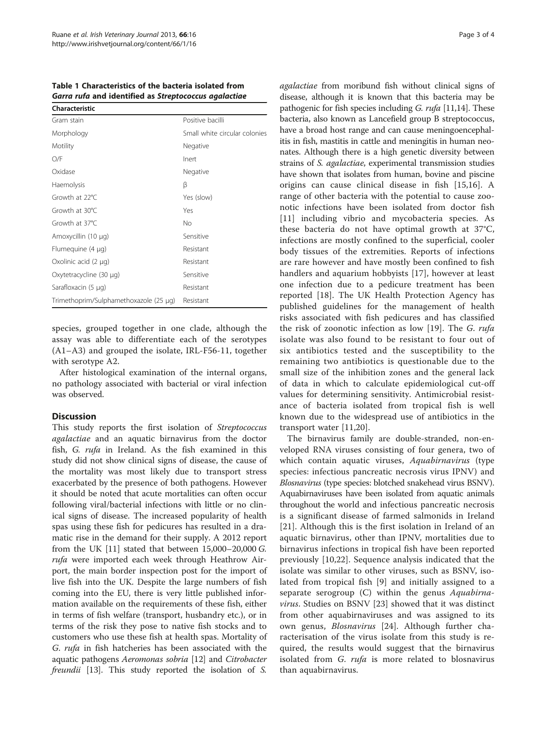**Table 1 Characteristics of the bacteria isolated from *Garra rufa* and identified as *Streptococcus agalactiae***

| Characteristic | |
|---|---|
| Gram stain | Positive bacilli |
| Morphology | Small white circular colonies |
| Motility | Negative |
| O/F | Inert |
| Oxidase | Negative |
| Haemolysis | β |
| Growth at 22°C | Yes (slow) |
| Growth at 30°C | Yes |
| Growth at 37°C | No |
| Amoxycillin (10 μg) | Sensitive |
| Flumequine (4 μg) | Resistant |
| Oxolinic acid (2 μg) | Resistant |
| Oxytetracycline (30 μg) | Sensitive |
| Sarafloxacin (5 μg) | Resistant |
| Trimethoprim/Sulphamethoxazole (25 μg) | Resistant |

species, grouped together in one clade, although the assay was able to differentiate each of the serotypes (A1–A3) and grouped the isolate, IRL-F56-11, together with serotype A2.

After histological examination of the internal organs, no pathology associated with bacterial or viral infection was observed.

## Discussion

This study reports the first isolation of *Streptococcus agalactiae* and an aquatic birnavirus from the doctor fish, *G. rufa* in Ireland. As the fish examined in this study did not show clinical signs of disease, the cause of the mortality was most likely due to transport stress exacerbated by the presence of both pathogens. However it should be noted that acute mortalities can often occur following viral/bacterial infections with little or no clinical signs of disease. The increased popularity of health spas using these fish for pedicures has resulted in a dramatic rise in the demand for their supply. A 2012 report from the UK [11] stated that between 15,000–20,000 *G. rufa* were imported each week through Heathrow Airport, the main border inspection post for the import of live fish into the UK. Despite the large numbers of fish coming into the EU, there is very little published information available on the requirements of these fish, either in terms of fish welfare (transport, husbandry etc.), or in terms of the risk they pose to native fish stocks and to customers who use these fish at health spas. Mortality of *G. rufa* in fish hatcheries has been associated with the aquatic pathogens *Aeromonas sobria* [12] and *Citrobacter freundii* [13]. This study reported the isolation of *S. agalactiae* from moribund fish without clinical signs of disease, although it is known that this bacteria may be pathogenic for fish species including *G. rufa* [11,14]. These bacteria, also known as Lancefield group B streptococcus, have a broad host range and can cause meningoencephalitis in fish, mastitis in cattle and meningitis in human neonates. Although there is a high genetic diversity between strains of *S. agalactiae*, experimental transmission studies have shown that isolates from human, bovine and piscine origins can cause clinical disease in fish [15,16]. A range of other bacteria with the potential to cause zoonotic infections have been isolated from doctor fish [11] including vibrio and mycobacteria species. As these bacteria do not have optimal growth at 37°C, infections are mostly confined to the superficial, cooler body tissues of the extremities. Reports of infections are rare however and have mostly been confined to fish handlers and aquarium hobbyists [17], however at least one infection due to a pedicure treatment has been reported [18]. The UK Health Protection Agency has published guidelines for the management of health risks associated with fish pedicures and has classified the risk of zoonotic infection as low [19]. The *G. rufa* isolate was also found to be resistant to four out of six antibiotics tested and the susceptibility to the remaining two antibiotics is questionable due to the small size of the inhibition zones and the general lack of data in which to calculate epidemiological cut-off values for determining sensitivity. Antimicrobial resistance of bacteria isolated from tropical fish is well known due to the widespread use of antibiotics in the transport water [11,20].

The birnavirus family are double-stranded, non-enveloped RNA viruses consisting of four genera, two of which contain aquatic viruses, *Aquabirnavirus* (type species: infectious pancreatic necrosis virus IPNV) and *Blosnavirus* (type species: blotched snakehead virus BSNV). Aquabirnaviruses have been isolated from aquatic animals throughout the world and infectious pancreatic necrosis is a significant disease of farmed salmonids in Ireland [21]. Although this is the first isolation in Ireland of an aquatic birnavirus, other than IPNV, mortalities due to birnavirus infections in tropical fish have been reported previously [10,22]. Sequence analysis indicated that the isolate was similar to other viruses, such as BSNV, isolated from tropical fish [9] and initially assigned to a separate serogroup (C) within the genus *Aquabirnavirus*. Studies on BSNV [23] showed that it was distinct from other aquabirnaviruses and was assigned to its own genus, *Blosnavirus* [24]. Although further characterisation of the virus isolate from this study is required, the results would suggest that the birnavirus isolated from *G. rufa* is more related to blosnavirus than aquabirnavirus.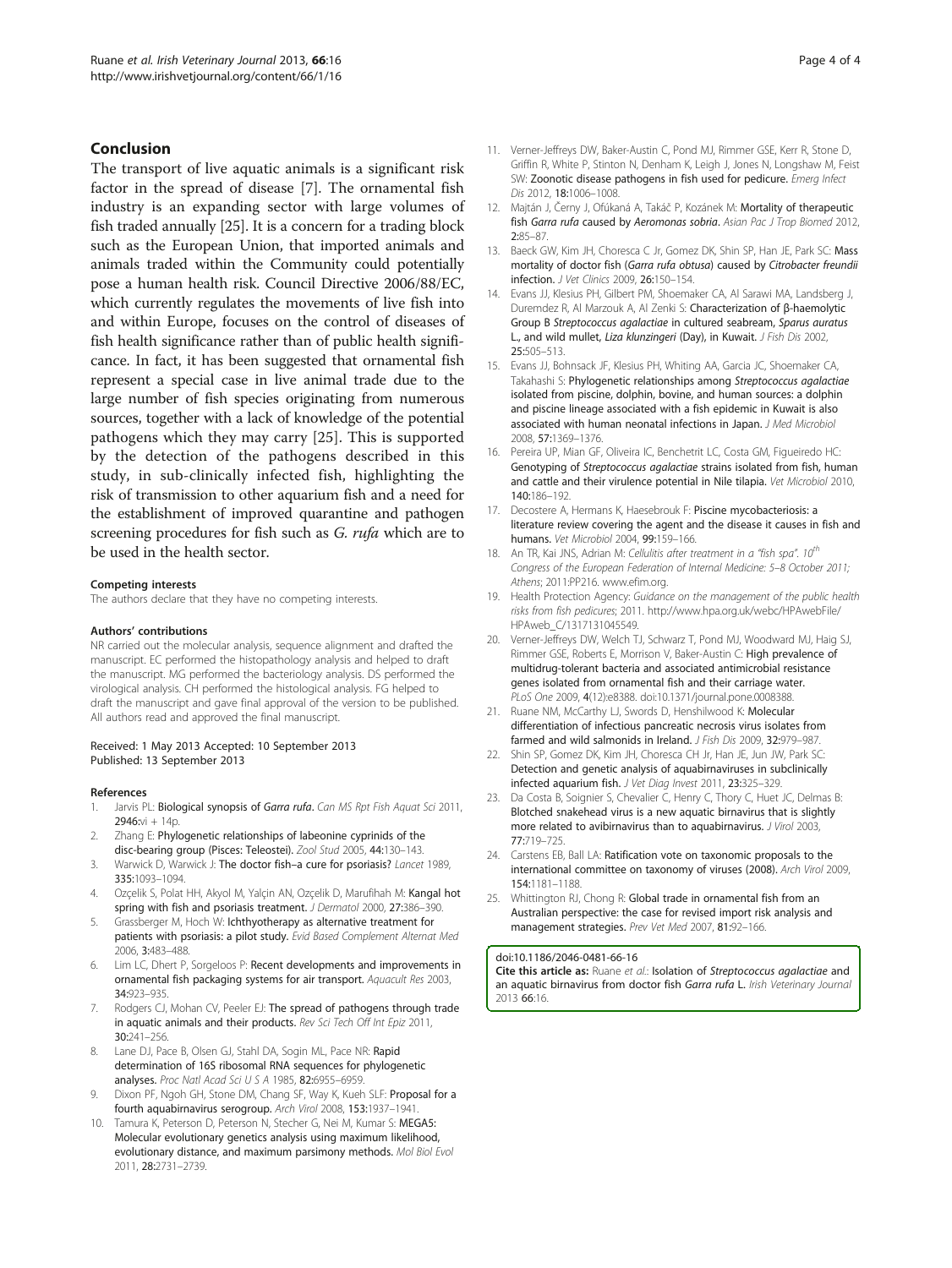## Conclusion

The transport of live aquatic animals is a significant risk factor in the spread of disease [7]. The ornamental fish industry is an expanding sector with large volumes of fish traded annually [25]. It is a concern for a trading block such as the European Union, that imported animals and animals traded within the Community could potentially pose a human health risk. Council Directive 2006/88/EC, which currently regulates the movements of live fish into and within Europe, focuses on the control of diseases of fish health significance rather than of public health significance. In fact, it has been suggested that ornamental fish represent a special case in live animal trade due to the large number of fish species originating from numerous sources, together with a lack of knowledge of the potential pathogens which they may carry [25]. This is supported by the detection of the pathogens described in this study, in sub-clinically infected fish, highlighting the risk of transmission to other aquarium fish and a need for the establishment of improved quarantine and pathogen screening procedures for fish such as *G. rufa* which are to be used in the health sector.

#### Competing interests

The authors declare that they have no competing interests.

#### Authors' contributions

NR carried out the molecular analysis, sequence alignment and drafted the manuscript. EC performed the histopathology analysis and helped to draft the manuscript. MG performed the bacteriology analysis. DS performed the virological analysis. CH performed the histological analysis. FG helped to draft the manuscript and gave final approval of the version to be published. All authors read and approved the final manuscript.

Received: 1 May 2013 Accepted: 10 September 2013
Published: 13 September 2013

#### References

1. Jarvis PL: **Biological synopsis of *Garra rufa*.** *Can MS Rpt Fish Aquat Sci* 2011, **2946:**vi + 14p.
2. Zhang E: **Phylogenetic relationships of labeonine cyprinids of the disc-bearing group (Pisces: Teleostei).** *Zool Stud* 2005, **44:**130–143.
3. Warwick D, Warwick J: **The doctor fish–a cure for psoriasis?** *Lancet* 1989, **335:**1093–1094.
4. Ozçelik S, Polat HH, Akyol M, Yalçin AN, Ozçelik D, Marufihah M: **Kangal hot spring with fish and psoriasis treatment.** *J Dermatol* 2000, **27:**386–390.
5. Grassberger M, Hoch W: **Ichthyotherapy as alternative treatment for patients with psoriasis: a pilot study.** *Evid Based Complement Alternat Med* 2006, **3:**483–488.
6. Lim LC, Dhert P, Sorgeloos P: **Recent developments and improvements in ornamental fish packaging systems for air transport.** *Aquacult Res* 2003, **34:**923–935.
7. Rodgers CJ, Mohan CV, Peeler EJ: **The spread of pathogens through trade in aquatic animals and their products.** *Rev Sci Tech Off Int Epiz* 2011, **30:**241–256.
8. Lane DJ, Pace B, Olsen GJ, Stahl DA, Sogin ML, Pace NR: **Rapid determination of 16S ribosomal RNA sequences for phylogenetic analyses.** *Proc Natl Acad Sci U S A* 1985, **82:**6955–6959.
9. Dixon PF, Ngoh GH, Stone DM, Chang SF, Way K, Kueh SLF: **Proposal for a fourth aquabirnavirus serogroup.** *Arch Virol* 2008, **153:**1937–1941.
10. Tamura K, Peterson D, Peterson N, Stecher G, Nei M, Kumar S: **MEGA5: Molecular evolutionary genetics analysis using maximum likelihood, evolutionary distance, and maximum parsimony methods.** *Mol Biol Evol* 2011, **28:**2731–2739.
11. Verner-Jeffreys DW, Baker-Austin C, Pond MJ, Rimmer GSE, Kerr R, Stone D, Griffin R, White P, Stinton N, Denham K, Leigh J, Jones N, Longshaw M, Feist SW: **Zoonotic disease pathogens in fish used for pedicure.** *Emerg Infect Dis* 2012, **18:**1006–1008.
12. Majtán J, Černy J, Ofúkaná A, Takáč P, Kozánek M: **Mortality of therapeutic fish *Garra rufa* caused by *Aeromonas sobria*.** *Asian Pac J Trop Biomed* 2012, **2:**85–87.
13. Baeck GW, Kim JH, Choresca C Jr, Gomez DK, Shin SP, Han JE, Park SC: **Mass mortality of doctor fish (*Garra rufa obtusa*) caused by *Citrobacter freundii* infection.** *J Vet Clinics* 2009, **26:**150–154.
14. Evans JJ, Klesius PH, Gilbert PM, Shoemaker CA, Al Sarawi MA, Landsberg J, Duremdez R, Al Marzouk A, Al Zenki S: **Characterization of β-haemolytic Group B *Streptococcus agalactiae* in cultured seabream, *Sparus auratus* L., and wild mullet, *Liza klunzingeri* (Day), in Kuwait.** *J Fish Dis* 2002, **25:**505–513.
15. Evans JJ, Bohnsack JF, Klesius PH, Whiting AA, Garcia JC, Shoemaker CA, Takahashi S: **Phylogenetic relationships among *Streptococcus agalactiae* isolated from piscine, dolphin, bovine, and human sources: a dolphin and piscine lineage associated with a fish epidemic in Kuwait is also associated with human neonatal infections in Japan.** *J Med Microbiol* 2008, **57:**1369–1376.
16. Pereira UP, Mian GF, Oliveira IC, Benchetrit LC, Costa GM, Figueiredo HC: **Genotyping of *Streptococcus agalactiae* strains isolated from fish, human and cattle and their virulence potential in Nile tilapia.** *Vet Microbiol* 2010, **140:**186–192.
17. Decostere A, Hermans K, Haesebrouk F: **Piscine mycobacteriosis: a literature review covering the agent and the disease it causes in fish and humans.** *Vet Microbiol* 2004, **99:**159–166.
18. An TR, Kai JNS, Adrian M: *Cellulitis after treatment in a "fish spa". 10th Congress of the European Federation of Internal Medicine: 5–8 October 2011; Athens*; 2011:PP216. www.efim.org.
19. Health Protection Agency: *Guidance on the management of the public health risks from fish pedicures*; 2011. http://www.hpa.org.uk/webc/HPAwebFile/HPAweb_C/1317131045549.
20. Verner-Jeffreys DW, Welch TJ, Schwarz T, Pond MJ, Woodward MJ, Haig SJ, Rimmer GSE, Roberts E, Morrison V, Baker-Austin C: **High prevalence of multidrug-tolerant bacteria and associated antimicrobial resistance genes isolated from ornamental fish and their carriage water.** *PLoS One* 2009, **4**(12):e8388. doi:10.1371/journal.pone.0008388.
21. Ruane NM, McCarthy LJ, Swords D, Henshilwood K: **Molecular differentiation of infectious pancreatic necrosis virus isolates from farmed and wild salmonids in Ireland.** *J Fish Dis* 2009, **32:**979–987.
22. Shin SP, Gomez DK, Kim JH, Choresca CH Jr, Han JE, Jun JW, Park SC: **Detection and genetic analysis of aquabirnaviruses in subclinically infected aquarium fish.** *J Vet Diag Invest* 2011, **23:**325–329.
23. Da Costa B, Soignier S, Chevalier C, Henry C, Thory C, Huet JC, Delmas B: **Blotched snakehead virus is a new aquatic birnavirus that is slightly more related to avibirnavirus than to aquabirnavirus.** *J Virol* 2003, **77:**719–725.
24. Carstens EB, Ball LA: **Ratification vote on taxonomic proposals to the international committee on taxonomy of viruses (2008).** *Arch Virol* 2009, **154:**1181–1188.
25. Whittington RJ, Chong R: **Global trade in ornamental fish from an Australian perspective: the case for revised import risk analysis and management strategies.** *Prev Vet Med* 2007, **81:**92–166.

doi:10.1186/2046-0481-66-16
**Cite this article as:** Ruane *et al.*: Isolation of *Streptococcus agalactiae* and an aquatic birnavirus from doctor fish *Garra rufa* L. *Irish Veterinary Journal* 2013 **66**:16.